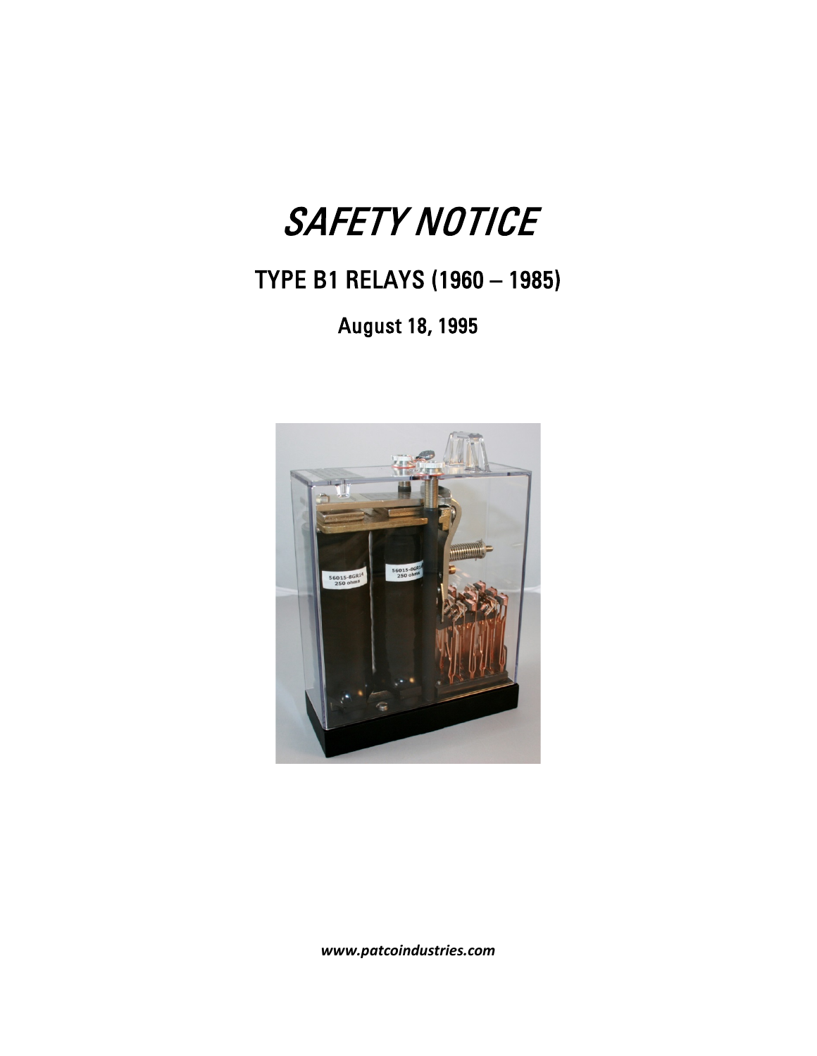# *SAFETY NOTICE*

## TYPE B1 RELAYS (1960 – 1985)

### August 18, 1995

***www.patcoindustries.com***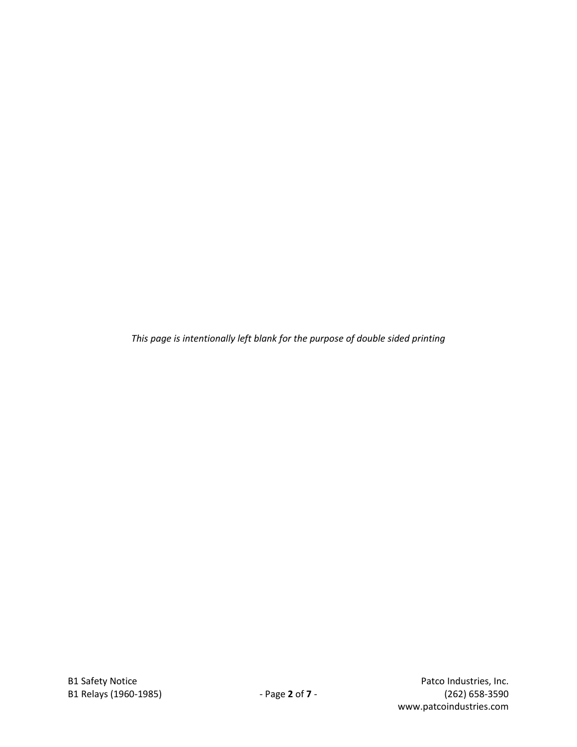*This page is intentionally left blank for the purpose of double sided printing*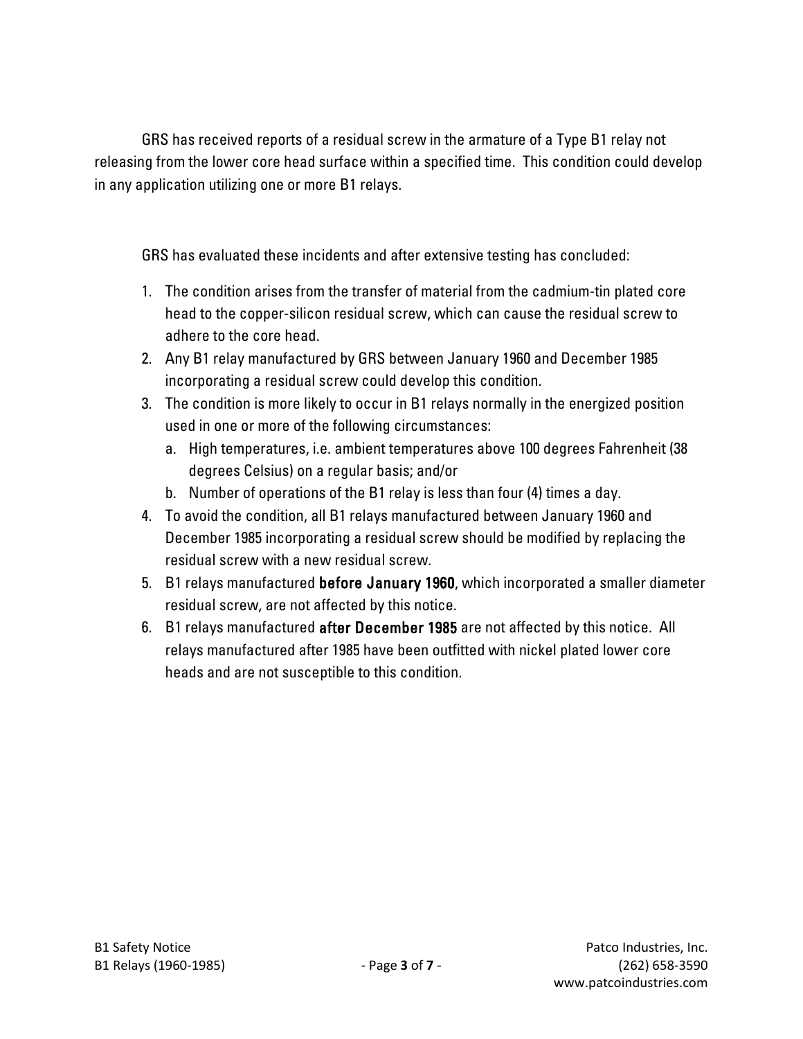GRS has received reports of a residual screw in the armature of a Type B1 relay not releasing from the lower core head surface within a specified time. This condition could develop in any application utilizing one or more B1 relays.

GRS has evaluated these incidents and after extensive testing has concluded:

1. The condition arises from the transfer of material from the cadmium-tin plated core head to the copper-silicon residual screw, which can cause the residual screw to adhere to the core head.
2. Any B1 relay manufactured by GRS between January 1960 and December 1985 incorporating a residual screw could develop this condition.
3. The condition is more likely to occur in B1 relays normally in the energized position used in one or more of the following circumstances:
   a. High temperatures, i.e. ambient temperatures above 100 degrees Fahrenheit (38 degrees Celsius) on a regular basis; and/or
   b. Number of operations of the B1 relay is less than four (4) times a day.
4. To avoid the condition, all B1 relays manufactured between January 1960 and December 1985 incorporating a residual screw should be modified by replacing the residual screw with a new residual screw.
5. B1 relays manufactured **before January 1960**, which incorporated a smaller diameter residual screw, are not affected by this notice.
6. B1 relays manufactured **after December 1985** are not affected by this notice. All relays manufactured after 1985 have been outfitted with nickel plated lower core heads and are not susceptible to this condition.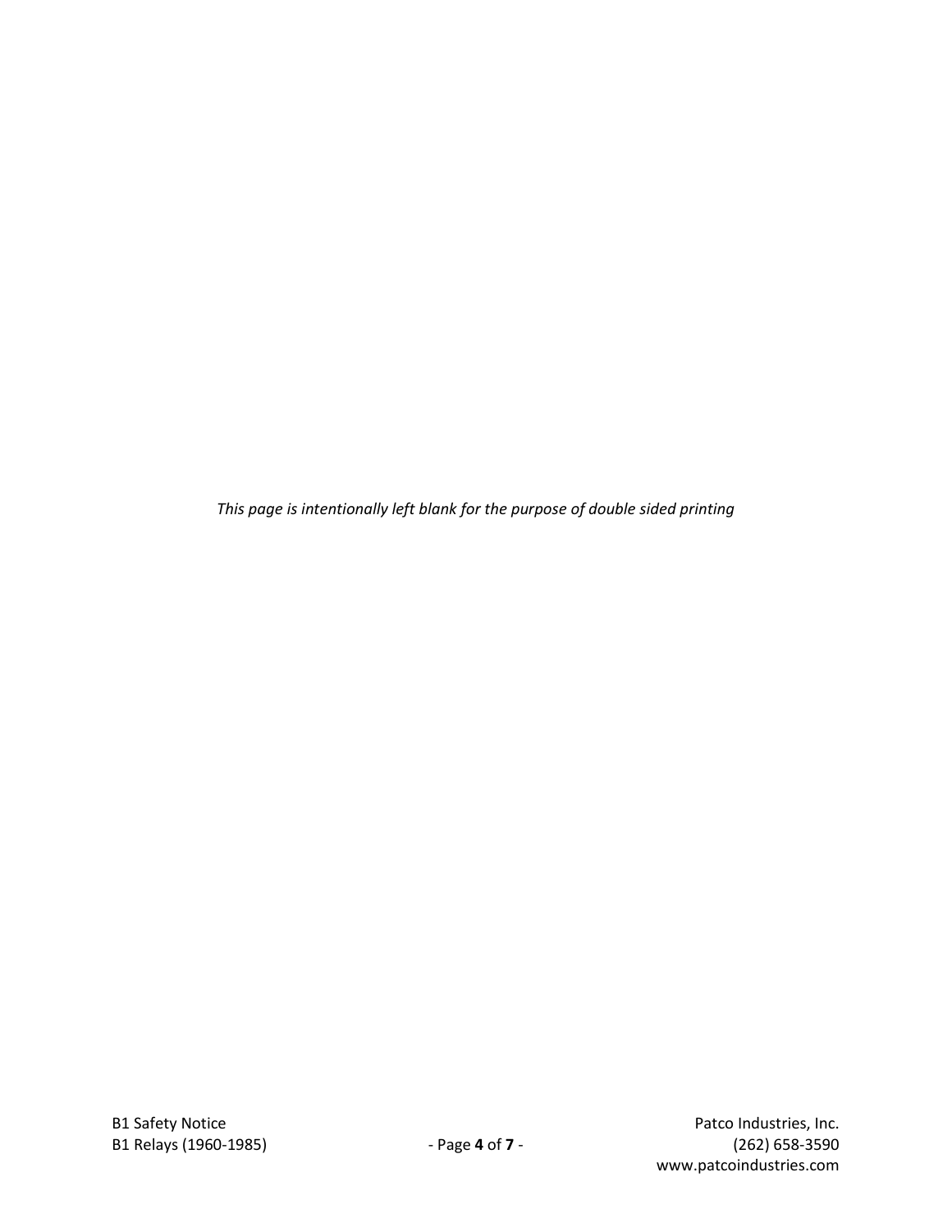*This page is intentionally left blank for the purpose of double sided printing*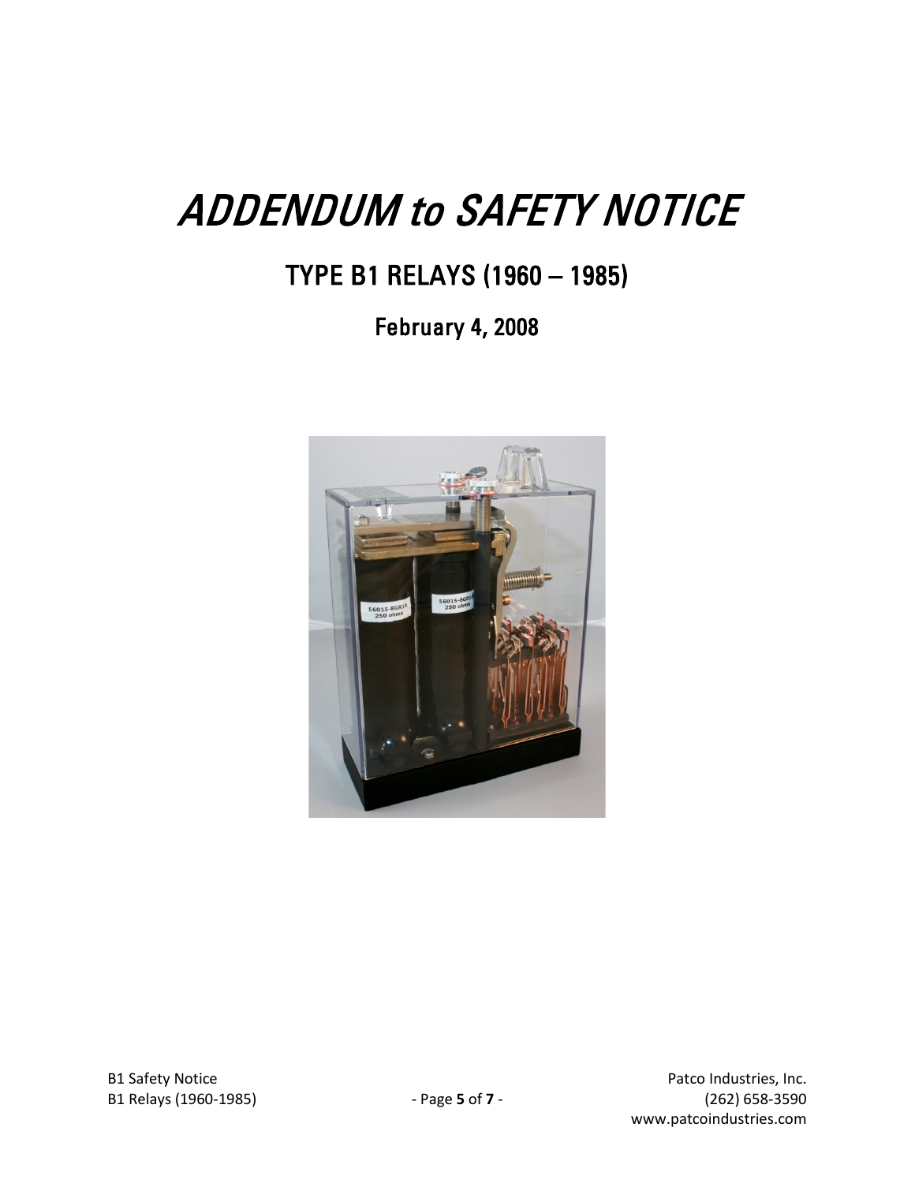# *ADDENDUM to SAFETY NOTICE*

## TYPE B1 RELAYS (1960 – 1985)

### February 4, 2008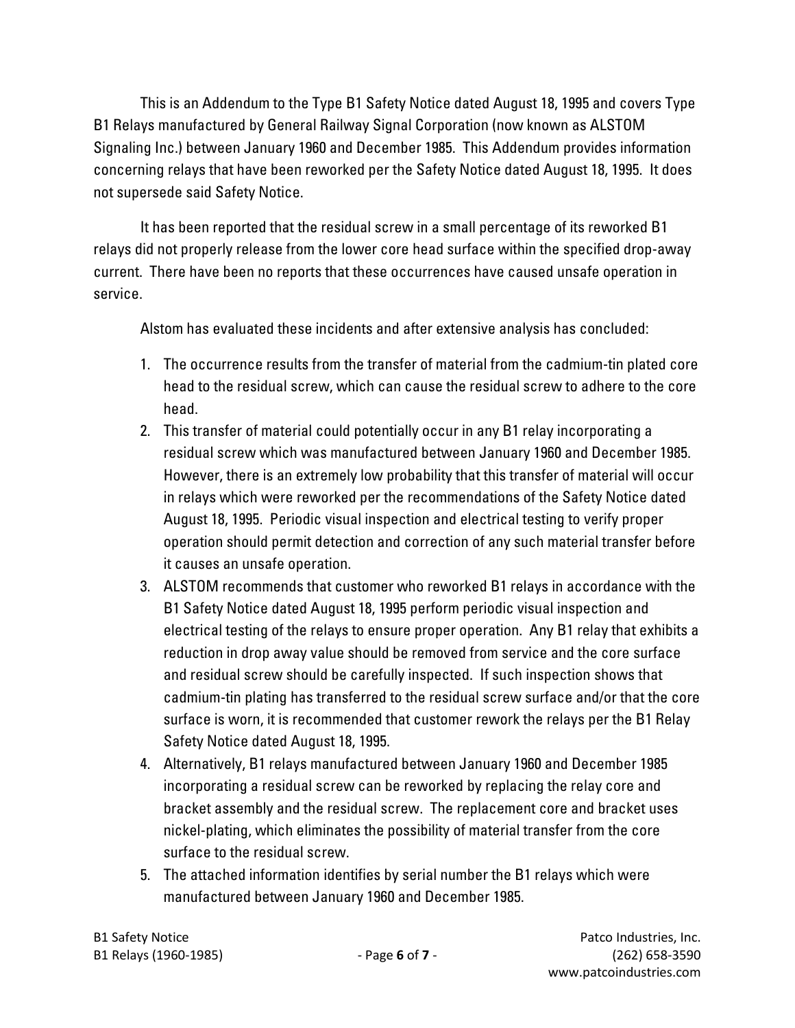This is an Addendum to the Type B1 Safety Notice dated August 18, 1995 and covers Type B1 Relays manufactured by General Railway Signal Corporation (now known as ALSTOM Signaling Inc.) between January 1960 and December 1985. This Addendum provides information concerning relays that have been reworked per the Safety Notice dated August 18, 1995. It does not supersede said Safety Notice.

It has been reported that the residual screw in a small percentage of its reworked B1 relays did not properly release from the lower core head surface within the specified drop-away current. There have been no reports that these occurrences have caused unsafe operation in service.

Alstom has evaluated these incidents and after extensive analysis has concluded:

1. The occurrence results from the transfer of material from the cadmium-tin plated core head to the residual screw, which can cause the residual screw to adhere to the core head.
2. This transfer of material could potentially occur in any B1 relay incorporating a residual screw which was manufactured between January 1960 and December 1985. However, there is an extremely low probability that this transfer of material will occur in relays which were reworked per the recommendations of the Safety Notice dated August 18, 1995. Periodic visual inspection and electrical testing to verify proper operation should permit detection and correction of any such material transfer before it causes an unsafe operation.
3. ALSTOM recommends that customer who reworked B1 relays in accordance with the B1 Safety Notice dated August 18, 1995 perform periodic visual inspection and electrical testing of the relays to ensure proper operation. Any B1 relay that exhibits a reduction in drop away value should be removed from service and the core surface and residual screw should be carefully inspected. If such inspection shows that cadmium-tin plating has transferred to the residual screw surface and/or that the core surface is worn, it is recommended that customer rework the relays per the B1 Relay Safety Notice dated August 18, 1995.
4. Alternatively, B1 relays manufactured between January 1960 and December 1985 incorporating a residual screw can be reworked by replacing the relay core and bracket assembly and the residual screw. The replacement core and bracket uses nickel-plating, which eliminates the possibility of material transfer from the core surface to the residual screw.
5. The attached information identifies by serial number the B1 relays which were manufactured between January 1960 and December 1985.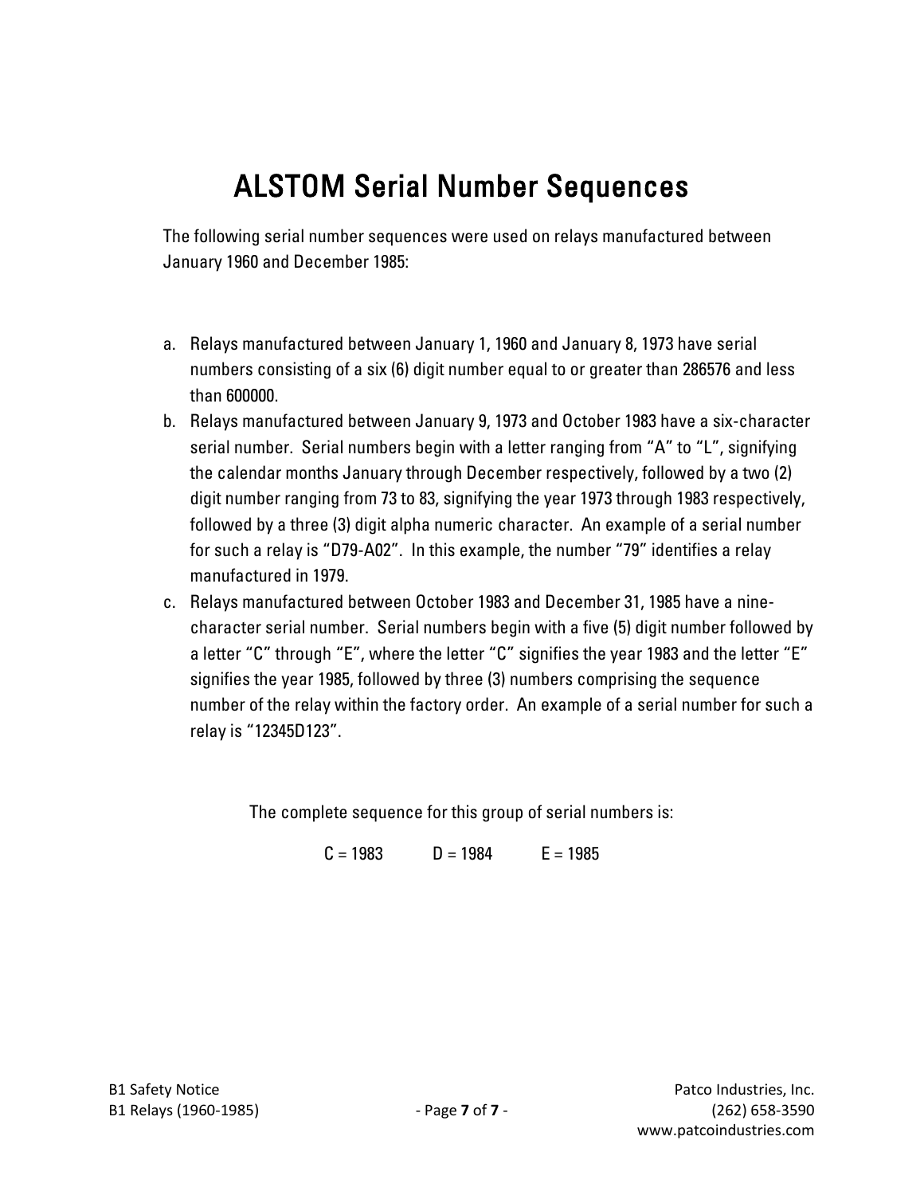# ALSTOM Serial Number Sequences

The following serial number sequences were used on relays manufactured between January 1960 and December 1985:

a. Relays manufactured between January 1, 1960 and January 8, 1973 have serial numbers consisting of a six (6) digit number equal to or greater than 286576 and less than 600000.
b. Relays manufactured between January 9, 1973 and October 1983 have a six-character serial number. Serial numbers begin with a letter ranging from "A" to "L", signifying the calendar months January through December respectively, followed by a two (2) digit number ranging from 73 to 83, signifying the year 1973 through 1983 respectively, followed by a three (3) digit alpha numeric character. An example of a serial number for such a relay is "D79-A02". In this example, the number "79" identifies a relay manufactured in 1979.
c. Relays manufactured between October 1983 and December 31, 1985 have a nine-character serial number. Serial numbers begin with a five (5) digit number followed by a letter "C" through "E", where the letter "C" signifies the year 1983 and the letter "E" signifies the year 1985, followed by three (3) numbers comprising the sequence number of the relay within the factory order. An example of a serial number for such a relay is "12345D123".

The complete sequence for this group of serial numbers is:

C = 1983 D = 1984 E = 1985